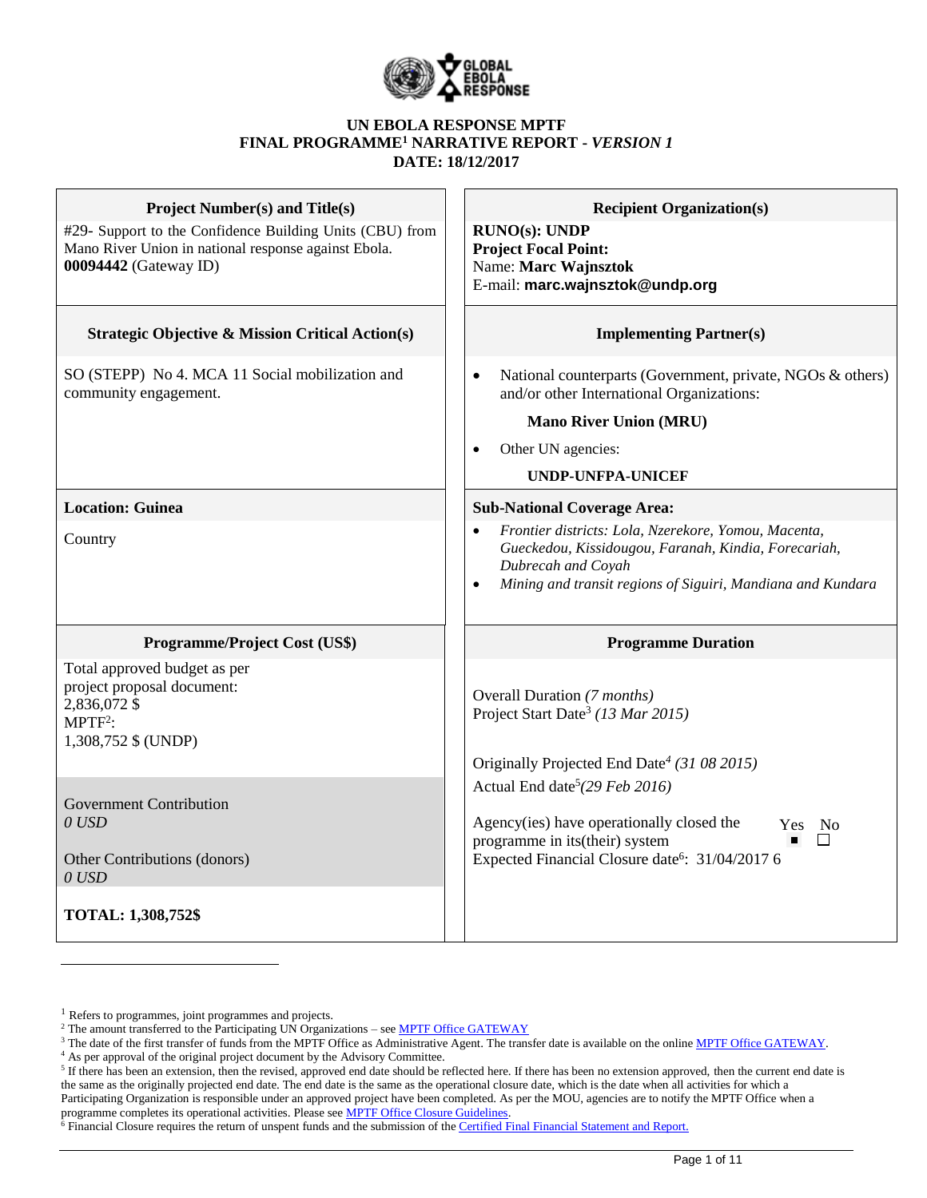# UN EBOLA RESPONSE MPTF
## FINAL PROGRAMME[1] NARRATIVE REPORT - *VERSION 1*
## DATE: 18/12/2017

| Project Number(s) and Title(s) | Recipient Organization(s) |
|---|---|
| #29- Support to the Confidence Building Units (CBU) from Mano River Union in national response against Ebola. **00094442** (Gateway ID) | **RUNO(s): UNDP**<br>**Project Focal Point:**<br>Name: **Marc Wajnsztok**<br>E-mail: **marc.wajnsztok@undp.org** |
| **Strategic Objective & Mission Critical Action(s)** | **Implementing Partner(s)** |
| SO (STEPP) No 4. MCA 11 Social mobilization and community engagement. | • National counterparts (Government, private, NGOs & others) and/or other International Organizations:<br>**Mano River Union (MRU)**<br>• Other UN agencies:<br>**UNDP-UNFPA-UNICEF** |
| **Location: Guinea** | **Sub-National Coverage Area:** |
| Country | • *Frontier districts: Lola, Nzerekore, Yomou, Macenta, Gueckedou, Kissidougou, Faranah, Kindia, Forecariah, Dubrecah and Coyah*<br>• *Mining and transit regions of Siguiri, Mandiana and Kundara* |
| **Programme/Project Cost (US$)** | **Programme Duration** |
| Total approved budget as per project proposal document:<br>2,836,072 $<br>MPTF[2]:<br>1,308,752 $ (UNDP) | Overall Duration *(7 months)*<br>Project Start Date[3] *(13 Mar 2015)*<br><br>Originally Projected End Date[4] *(31 08 2015)*<br>Actual End date[5] *(29 Feb 2016)* |
| Government Contribution<br>*0 USD*<br><br>Other Contributions (donors)<br>*0 USD* | Agency(ies) have operationally closed the programme in its(their) system — Yes ■ No ☐<br>Expected Financial Closure date[6]: 31/04/2017 6 |
| **TOTAL: 1,308,752$** | |

---

[1] Refers to programmes, joint programmes and projects.
[2] The amount transferred to the Participating UN Organizations – see MPTF Office GATEWAY
[3] The date of the first transfer of funds from the MPTF Office as Administrative Agent. The transfer date is available on the online MPTF Office GATEWAY.
[4] As per approval of the original project document by the Advisory Committee.
[5] If there has been an extension, then the revised, approved end date should be reflected here. If there has been no extension approved, then the current end date is the same as the originally projected end date. The end date is the same as the operational closure date, which is the date when all activities for which a Participating Organization is responsible under an approved project have been completed. As per the MOU, agencies are to notify the MPTF Office when a programme completes its operational activities. Please see MPTF Office Closure Guidelines.
[6] Financial Closure requires the return of unspent funds and the submission of the Certified Final Financial Statement and Report.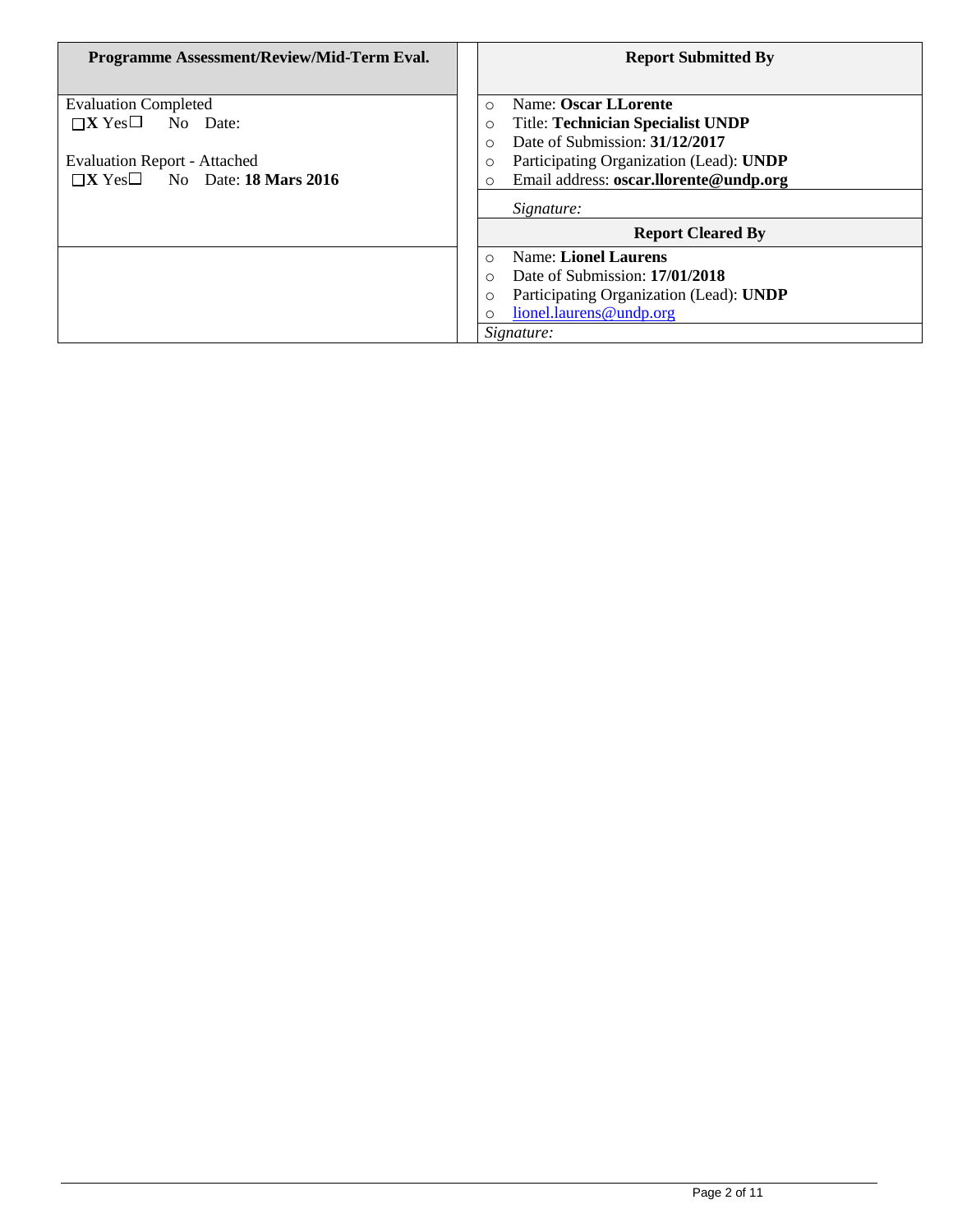| Programme Assessment/Review/Mid-Term Eval. | Report Submitted By |
|---|---|
| Evaluation Completed<br>☐X Yes☐ No Date:<br><br>Evaluation Report - Attached<br>☐X Yes☐ No Date: **18 Mars 2016** | ○ Name: **Oscar LLorente**<br>○ Title: **Technician Specialist UNDP**<br>○ Date of Submission: **31/12/2017**<br>○ Participating Organization (Lead): **UNDP**<br>○ Email address: **oscar.llorente@undp.org**<br><br>*Signature:* |
| | **Report Cleared By** |
| | ○ Name: **Lionel Laurens**<br>○ Date of Submission: **17/01/2018**<br>○ Participating Organization (Lead): **UNDP**<br>○ lionel.laurens@undp.org<br><br>*Signature:* |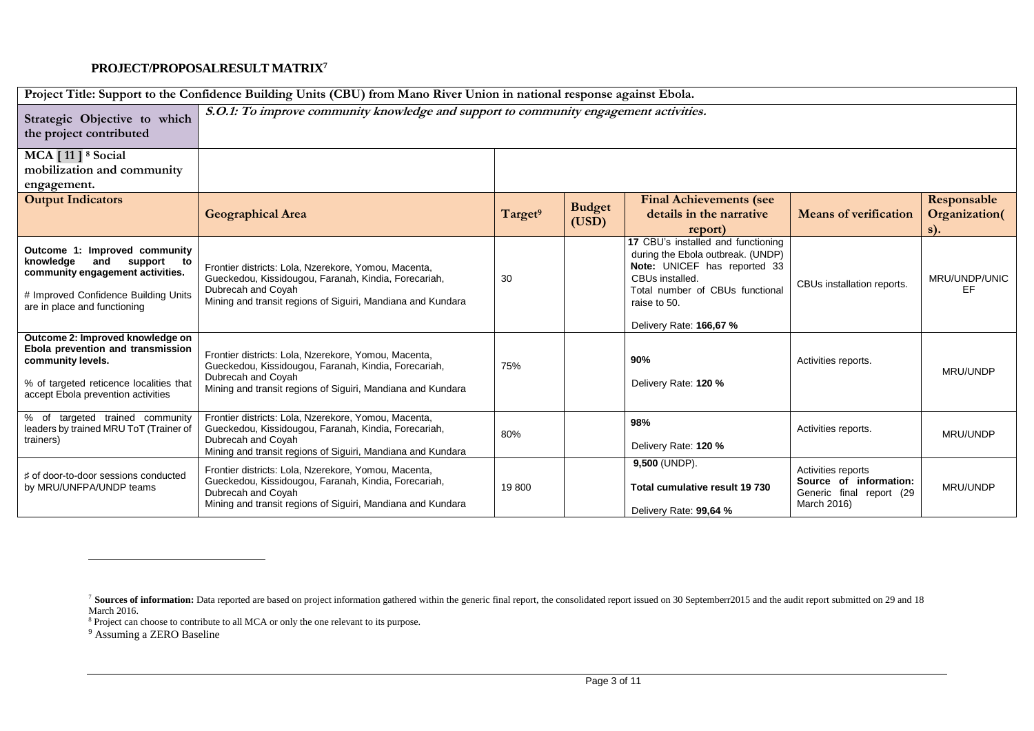## PROJECT/PROPOSALRESULT MATRIX[7]

| Project Title: Support to the Confidence Building Units (CBU) from Mano River Union in national response against Ebola. | | | | | | |
|---|---|---|---|---|---|---|
| **Strategic Objective to which the project contributed** | ***S.O.1: To improve community knowledge and support to community engagement activities.*** | | | | | |
| **MCA [ 11 ] [8] Social mobilization and community engagement.** | | | | | | |
| **Output Indicators** | **Geographical Area** | **Target[9]** | **Budget (USD)** | **Final Achievements (see details in the narrative report)** | **Means of verification** | **Responsable Organization(s).** |
| **Outcome 1: Improved community knowledge and support to community engagement activities.**<br><br># Improved Confidence Building Units are in place and functioning | Frontier districts: Lola, Nzerekore, Yomou, Macenta, Gueckedou, Kissidougou, Faranah, Kindia, Forecariah, Dubrecah and Coyah<br>Mining and transit regions of Siguiri, Mandiana and Kundara | 30 | | **17** CBU's installed and functioning during the Ebola outbreak. (UNDP)<br>**Note:** UNICEF has reported 33 CBUs installed.<br>Total number of CBUs functional raise to 50.<br><br>Delivery Rate: **166,67 %** | CBUs installation reports. | MRU/UNDP/UNICEF |
| **Outcome 2: Improved knowledge on Ebola prevention and transmission community levels.**<br><br>% of targeted reticence localities that accept Ebola prevention activities | Frontier districts: Lola, Nzerekore, Yomou, Macenta, Gueckedou, Kissidougou, Faranah, Kindia, Forecariah, Dubrecah and Coyah<br>Mining and transit regions of Siguiri, Mandiana and Kundara | 75% | | **90%**<br><br>Delivery Rate: **120 %** | Activities reports. | MRU/UNDP |
| % of targeted trained community leaders by trained MRU ToT (Trainer of trainers) | Frontier districts: Lola, Nzerekore, Yomou, Macenta, Gueckedou, Kissidougou, Faranah, Kindia, Forecariah, Dubrecah and Coyah<br>Mining and transit regions of Siguiri, Mandiana and Kundara | 80% | | **98%**<br><br>Delivery Rate: **120 %** | Activities reports. | MRU/UNDP |
| ♯ of door-to-door sessions conducted by MRU/UNFPA/UNDP teams | Frontier districts: Lola, Nzerekore, Yomou, Macenta, Gueckedou, Kissidougou, Faranah, Kindia, Forecariah, Dubrecah and Coyah<br>Mining and transit regions of Siguiri, Mandiana and Kundara | 19 800 | | **9,500** (UNDP).<br><br>**Total cumulative result 19 730**<br><br>Delivery Rate: **99,64 %** | Activities reports<br>**Source of information:** Generic final report (29 March 2016) | MRU/UNDP |

[7] **Sources of information:** Data reported are based on project information gathered within the generic final report, the consolidated report issued on 30 Septemberr2015 and the audit report submitted on 29 and 18 March 2016.

[8] Project can choose to contribute to all MCA or only the one relevant to its purpose.

[9] Assuming a ZERO Baseline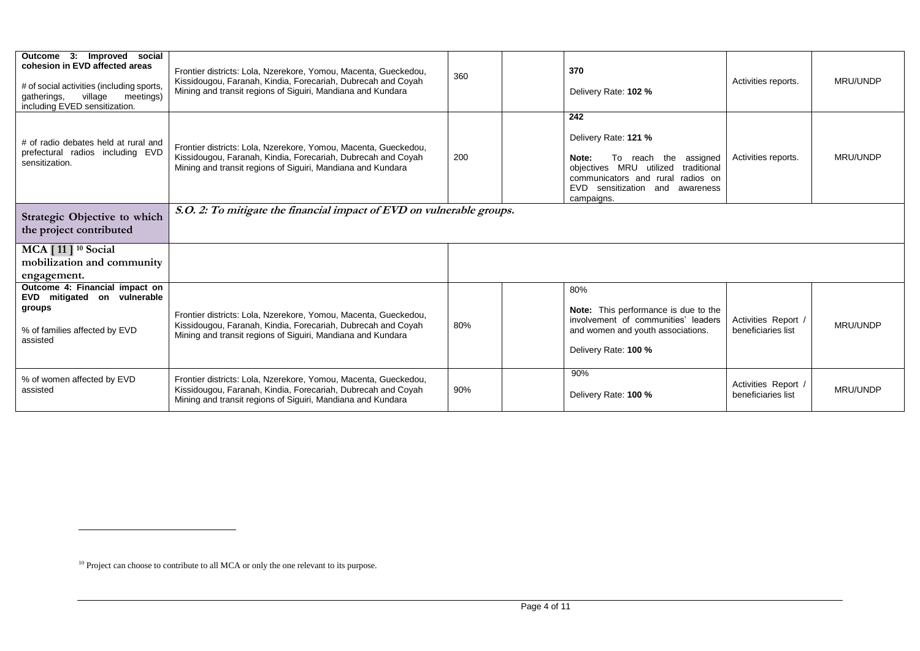| | | | | | | |
|---|---|---|---|---|---|---|
| **Outcome 3: Improved social cohesion in EVD affected areas**<br><br># of social activities (including sports, gatherings, village meetings) including EVED sensitization. | Frontier districts: Lola, Nzerekore, Yomou, Macenta, Gueckedou, Kissidougou, Faranah, Kindia, Forecariah, Dubrecah and Coyah Mining and transit regions of Siguiri, Mandiana and Kundara | 360 | | **370**<br><br>Delivery Rate: **102 %** | Activities reports. | MRU/UNDP |
| # of radio debates held at rural and prefectural radios including EVD sensitization. | Frontier districts: Lola, Nzerekore, Yomou, Macenta, Gueckedou, Kissidougou, Faranah, Kindia, Forecariah, Dubrecah and Coyah Mining and transit regions of Siguiri, Mandiana and Kundara | 200 | | **242**<br><br>Delivery Rate: **121 %**<br><br>**Note:** To reach the assigned objectives MRU utilized traditional communicators and rural radios on EVD sensitization and awareness campaigns. | Activities reports. | MRU/UNDP |
| **Strategic Objective to which the project contributed** | ***S.O. 2: To mitigate the financial impact of EVD on vulnerable groups.*** | | | | | |
| **MCA [ 11 ] [10] Social mobilization and community engagement.** | | | | | | |
| **Outcome 4: Financial impact on EVD mitigated on vulnerable groups**<br><br>% of families affected by EVD assisted | Frontier districts: Lola, Nzerekore, Yomou, Macenta, Gueckedou, Kissidougou, Faranah, Kindia, Forecariah, Dubrecah and Coyah Mining and transit regions of Siguiri, Mandiana and Kundara | 80% | | 80%<br><br>**Note:** This performance is due to the involvement of communities' leaders and women and youth associations.<br><br>Delivery Rate: **100 %** | Activities Report / beneficiaries list | MRU/UNDP |
| % of women affected by EVD assisted | Frontier districts: Lola, Nzerekore, Yomou, Macenta, Gueckedou, Kissidougou, Faranah, Kindia, Forecariah, Dubrecah and Coyah Mining and transit regions of Siguiri, Mandiana and Kundara | 90% | | 90%<br><br>Delivery Rate: **100 %** | Activities Report / beneficiaries list | MRU/UNDP |

[10] Project can choose to contribute to all MCA or only the one relevant to its purpose.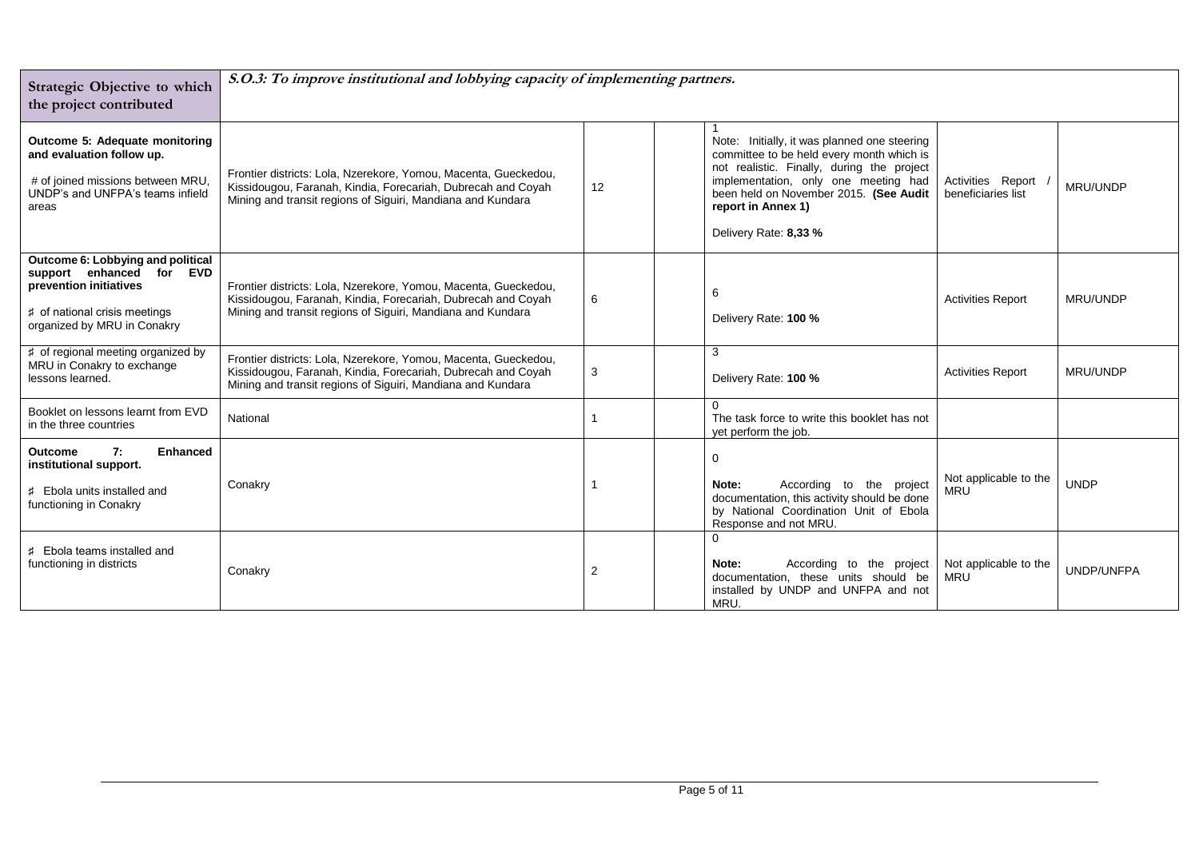| Strategic Objective to which the project contributed | S.O.3: To improve institutional and lobbying capacity of implementing partners. | | | | | |
|---|---|---|---|---|---|---|
| **Outcome 5: Adequate monitoring and evaluation follow up.**<br><br># of joined missions between MRU, UNDP's and UNFPA's teams infield areas | Frontier districts: Lola, Nzerekore, Yomou, Macenta, Gueckedou, Kissidougou, Faranah, Kindia, Forecariah, Dubrecah and Coyah Mining and transit regions of Siguiri, Mandiana and Kundara | 12 | | 1<br>Note: Initially, it was planned one steering committee to be held every month which is not realistic. Finally, during the project implementation, only one meeting had been held on November 2015. **(See Audit report in Annex 1)**<br><br>Delivery Rate: **8,33 %** | Activities Report / beneficiaries list | MRU/UNDP |
| **Outcome 6: Lobbying and political support enhanced for EVD prevention initiatives**<br><br># of national crisis meetings organized by MRU in Conakry | Frontier districts: Lola, Nzerekore, Yomou, Macenta, Gueckedou, Kissidougou, Faranah, Kindia, Forecariah, Dubrecah and Coyah Mining and transit regions of Siguiri, Mandiana and Kundara | 6 | | 6<br><br>Delivery Rate: **100 %** | Activities Report | MRU/UNDP |
| # of regional meeting organized by MRU in Conakry to exchange lessons learned. | Frontier districts: Lola, Nzerekore, Yomou, Macenta, Gueckedou, Kissidougou, Faranah, Kindia, Forecariah, Dubrecah and Coyah Mining and transit regions of Siguiri, Mandiana and Kundara | 3 | | 3<br><br>Delivery Rate: **100 %** | Activities Report | MRU/UNDP |
| Booklet on lessons learnt from EVD in the three countries | National | 1 | | 0<br>The task force to write this booklet has not yet perform the job. | | |
| **Outcome 7: Enhanced institutional support.**<br><br># Ebola units installed and functioning in Conakry | Conakry | 1 | | 0<br><br>**Note:** According to the project documentation, this activity should be done by National Coordination Unit of Ebola Response and not MRU. | Not applicable to the MRU | UNDP |
| # Ebola teams installed and functioning in districts | Conakry | 2 | | 0<br><br>**Note:** According to the project documentation, these units should be installed by UNDP and UNFPA and not MRU. | Not applicable to the MRU | UNDP/UNFPA |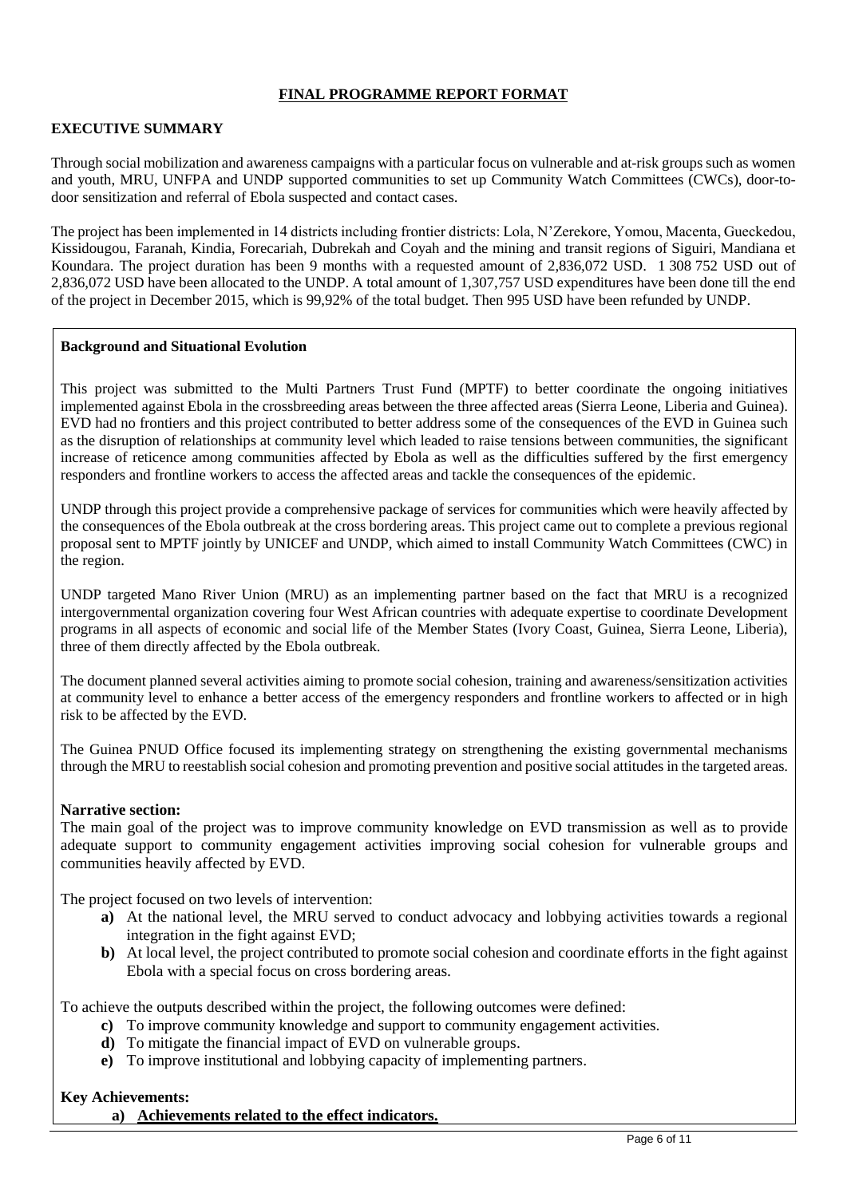## FINAL PROGRAMME REPORT FORMAT

### EXECUTIVE SUMMARY

Through social mobilization and awareness campaigns with a particular focus on vulnerable and at-risk groups such as women and youth, MRU, UNFPA and UNDP supported communities to set up Community Watch Committees (CWCs), door-to-door sensitization and referral of Ebola suspected and contact cases.

The project has been implemented in 14 districts including frontier districts: Lola, N'Zerekore, Yomou, Macenta, Gueckedou, Kissidougou, Faranah, Kindia, Forecariah, Dubrekah and Coyah and the mining and transit regions of Siguiri, Mandiana et Koundara. The project duration has been 9 months with a requested amount of 2,836,072 USD. 1 308 752 USD out of 2,836,072 USD have been allocated to the UNDP. A total amount of 1,307,757 USD expenditures have been done till the end of the project in December 2015, which is 99,92% of the total budget. Then 995 USD have been refunded by UNDP.

**Background and Situational Evolution**

This project was submitted to the Multi Partners Trust Fund (MPTF) to better coordinate the ongoing initiatives implemented against Ebola in the crossbreeding areas between the three affected areas (Sierra Leone, Liberia and Guinea). EVD had no frontiers and this project contributed to better address some of the consequences of the EVD in Guinea such as the disruption of relationships at community level which leaded to raise tensions between communities, the significant increase of reticence among communities affected by Ebola as well as the difficulties suffered by the first emergency responders and frontline workers to access the affected areas and tackle the consequences of the epidemic.

UNDP through this project provide a comprehensive package of services for communities which were heavily affected by the consequences of the Ebola outbreak at the cross bordering areas. This project came out to complete a previous regional proposal sent to MPTF jointly by UNICEF and UNDP, which aimed to install Community Watch Committees (CWC) in the region.

UNDP targeted Mano River Union (MRU) as an implementing partner based on the fact that MRU is a recognized intergovernmental organization covering four West African countries with adequate expertise to coordinate Development programs in all aspects of economic and social life of the Member States (Ivory Coast, Guinea, Sierra Leone, Liberia), three of them directly affected by the Ebola outbreak.

The document planned several activities aiming to promote social cohesion, training and awareness/sensitization activities at community level to enhance a better access of the emergency responders and frontline workers to affected or in high risk to be affected by the EVD.

The Guinea PNUD Office focused its implementing strategy on strengthening the existing governmental mechanisms through the MRU to reestablish social cohesion and promoting prevention and positive social attitudes in the targeted areas.

**Narrative section:**

The main goal of the project was to improve community knowledge on EVD transmission as well as to provide adequate support to community engagement activities improving social cohesion for vulnerable groups and communities heavily affected by EVD.

The project focused on two levels of intervention:

- **a)** At the national level, the MRU served to conduct advocacy and lobbying activities towards a regional integration in the fight against EVD;
- **b)** At local level, the project contributed to promote social cohesion and coordinate efforts in the fight against Ebola with a special focus on cross bordering areas.

To achieve the outputs described within the project, the following outcomes were defined:

- **c)** To improve community knowledge and support to community engagement activities.
- **d)** To mitigate the financial impact of EVD on vulnerable groups.
- **e)** To improve institutional and lobbying capacity of implementing partners.

**Key Achievements:**

- **a) Achievements related to the effect indicators.**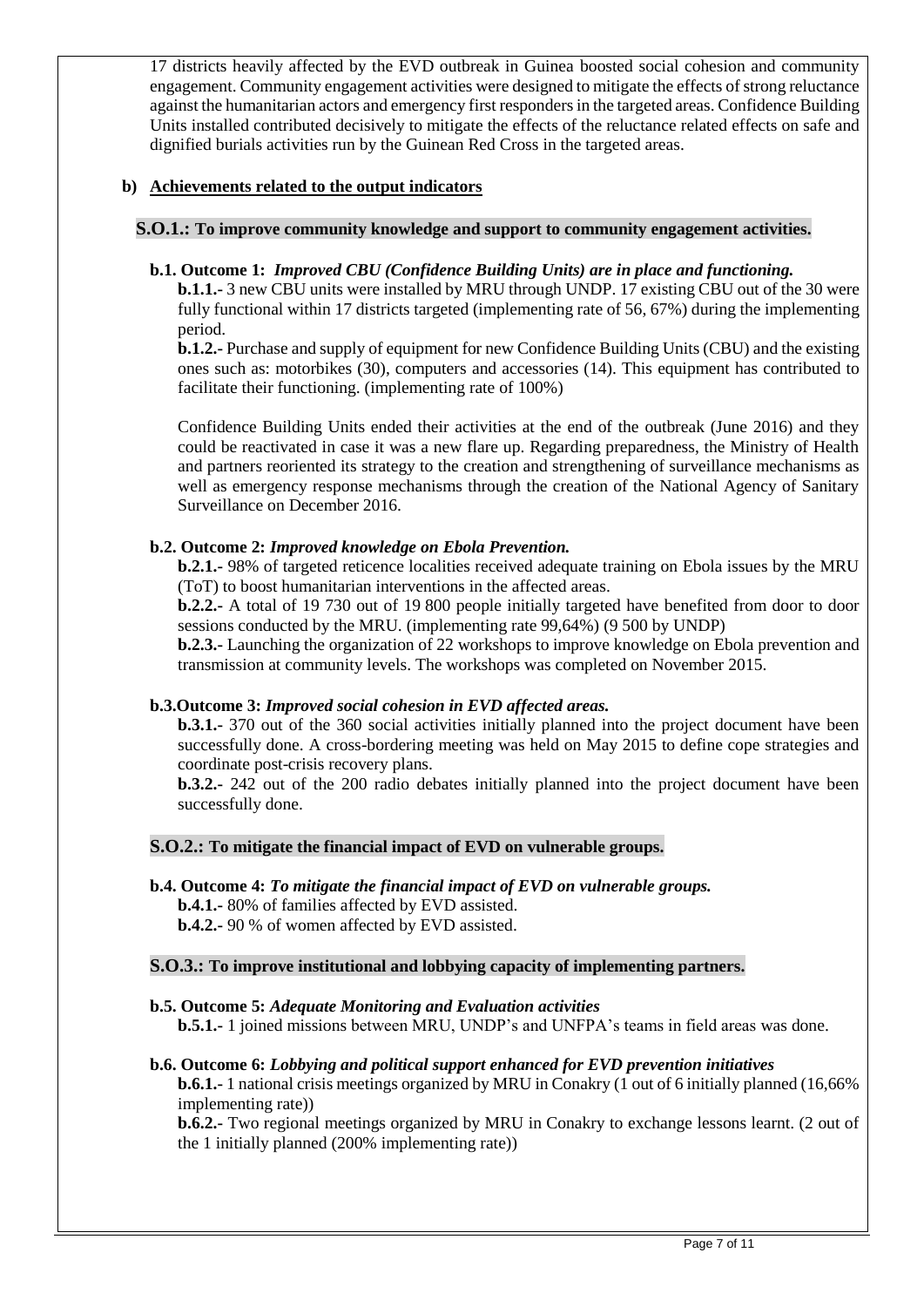17 districts heavily affected by the EVD outbreak in Guinea boosted social cohesion and community engagement. Community engagement activities were designed to mitigate the effects of strong reluctance against the humanitarian actors and emergency first responders in the targeted areas. Confidence Building Units installed contributed decisively to mitigate the effects of the reluctance related effects on safe and dignified burials activities run by the Guinean Red Cross in the targeted areas.

**b) Achievements related to the output indicators**

**S.O.1.: To improve community knowledge and support to community engagement activities.**

**b.1. Outcome 1:** ***Improved CBU (Confidence Building Units) are in place and functioning.***

**b.1.1.-** 3 new CBU units were installed by MRU through UNDP. 17 existing CBU out of the 30 were fully functional within 17 districts targeted (implementing rate of 56, 67%) during the implementing period.

**b.1.2.-** Purchase and supply of equipment for new Confidence Building Units (CBU) and the existing ones such as: motorbikes (30), computers and accessories (14). This equipment has contributed to facilitate their functioning. (implementing rate of 100%)

Confidence Building Units ended their activities at the end of the outbreak (June 2016) and they could be reactivated in case it was a new flare up. Regarding preparedness, the Ministry of Health and partners reoriented its strategy to the creation and strengthening of surveillance mechanisms as well as emergency response mechanisms through the creation of the National Agency of Sanitary Surveillance on December 2016.

**b.2. Outcome 2:** ***Improved knowledge on Ebola Prevention.***

**b.2.1.-** 98% of targeted reticence localities received adequate training on Ebola issues by the MRU (ToT) to boost humanitarian interventions in the affected areas.

**b.2.2.-** A total of 19 730 out of 19 800 people initially targeted have benefited from door to door sessions conducted by the MRU. (implementing rate 99,64%) (9 500 by UNDP)

**b.2.3.-** Launching the organization of 22 workshops to improve knowledge on Ebola prevention and transmission at community levels. The workshops was completed on November 2015.

**b.3.Outcome 3:** ***Improved social cohesion in EVD affected areas.***

**b.3.1.-** 370 out of the 360 social activities initially planned into the project document have been successfully done. A cross-bordering meeting was held on May 2015 to define cope strategies and coordinate post-crisis recovery plans.

**b.3.2.-** 242 out of the 200 radio debates initially planned into the project document have been successfully done.

**S.O.2.: To mitigate the financial impact of EVD on vulnerable groups.**

**b.4. Outcome 4:** ***To mitigate the financial impact of EVD on vulnerable groups.***

**b.4.1.-** 80% of families affected by EVD assisted.

**b.4.2.-** 90 % of women affected by EVD assisted.

**S.O.3.: To improve institutional and lobbying capacity of implementing partners.**

**b.5. Outcome 5:** ***Adequate Monitoring and Evaluation activities***

**b.5.1.-** 1 joined missions between MRU, UNDP's and UNFPA's teams in field areas was done.

**b.6. Outcome 6:** ***Lobbying and political support enhanced for EVD prevention initiatives***

**b.6.1.-** 1 national crisis meetings organized by MRU in Conakry (1 out of 6 initially planned (16,66% implementing rate))

**b.6.2.-** Two regional meetings organized by MRU in Conakry to exchange lessons learnt. (2 out of the 1 initially planned (200% implementing rate))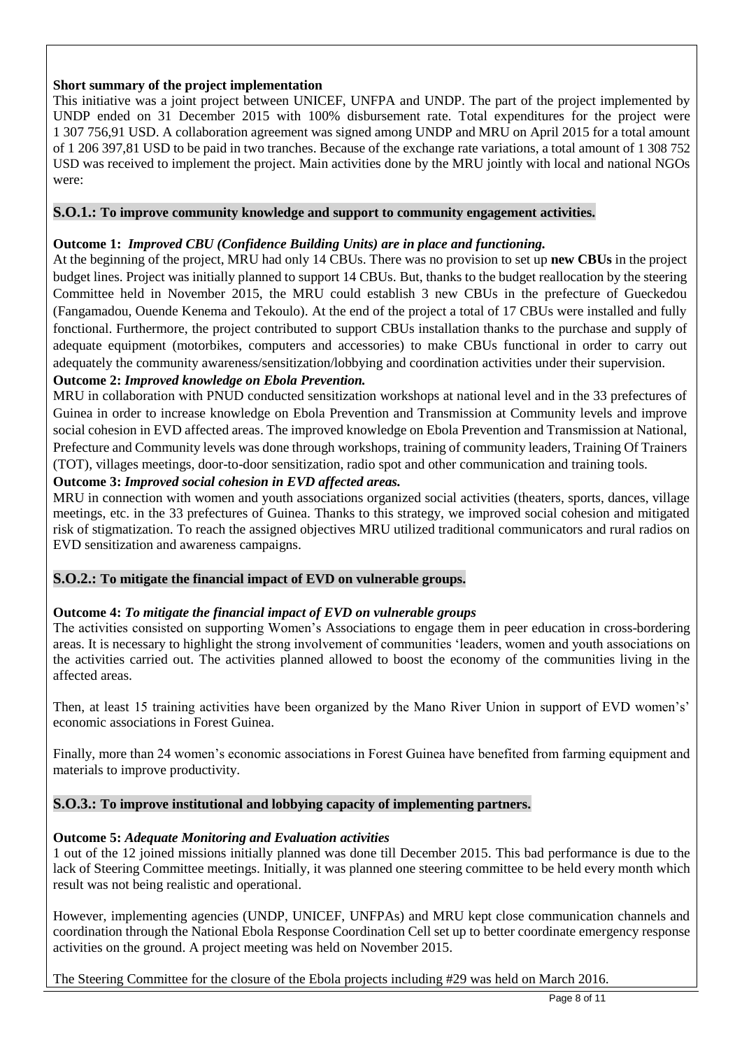**Short summary of the project implementation**

This initiative was a joint project between UNICEF, UNFPA and UNDP. The part of the project implemented by UNDP ended on 31 December 2015 with 100% disbursement rate. Total expenditures for the project were 1 307 756,91 USD. A collaboration agreement was signed among UNDP and MRU on April 2015 for a total amount of 1 206 397,81 USD to be paid in two tranches. Because of the exchange rate variations, a total amount of 1 308 752 USD was received to implement the project. Main activities done by the MRU jointly with local and national NGOs were:

**S.O.1.: To improve community knowledge and support to community engagement activities.**

**Outcome 1:** ***Improved CBU (Confidence Building Units) are in place and functioning.***

At the beginning of the project, MRU had only 14 CBUs. There was no provision to set up **new CBUs** in the project budget lines. Project was initially planned to support 14 CBUs. But, thanks to the budget reallocation by the steering Committee held in November 2015, the MRU could establish 3 new CBUs in the prefecture of Gueckedou (Fangamadou, Ouende Kenema and Tekoulo). At the end of the project a total of 17 CBUs were installed and fully fonctional. Furthermore, the project contributed to support CBUs installation thanks to the purchase and supply of adequate equipment (motorbikes, computers and accessories) to make CBUs functional in order to carry out adequately the community awareness/sensitization/lobbying and coordination activities under their supervision.

**Outcome 2:** ***Improved knowledge on Ebola Prevention.***

MRU in collaboration with PNUD conducted sensitization workshops at national level and in the 33 prefectures of Guinea in order to increase knowledge on Ebola Prevention and Transmission at Community levels and improve social cohesion in EVD affected areas. The improved knowledge on Ebola Prevention and Transmission at National, Prefecture and Community levels was done through workshops, training of community leaders, Training Of Trainers (TOT), villages meetings, door-to-door sensitization, radio spot and other communication and training tools.

**Outcome 3:** ***Improved social cohesion in EVD affected areas.***

MRU in connection with women and youth associations organized social activities (theaters, sports, dances, village meetings, etc. in the 33 prefectures of Guinea. Thanks to this strategy, we improved social cohesion and mitigated risk of stigmatization. To reach the assigned objectives MRU utilized traditional communicators and rural radios on EVD sensitization and awareness campaigns.

**S.O.2.: To mitigate the financial impact of EVD on vulnerable groups.**

**Outcome 4:** ***To mitigate the financial impact of EVD on vulnerable groups***

The activities consisted on supporting Women's Associations to engage them in peer education in cross-bordering areas. It is necessary to highlight the strong involvement of communities 'leaders, women and youth associations on the activities carried out. The activities planned allowed to boost the economy of the communities living in the affected areas.

Then, at least 15 training activities have been organized by the Mano River Union in support of EVD women's' economic associations in Forest Guinea.

Finally, more than 24 women's economic associations in Forest Guinea have benefited from farming equipment and materials to improve productivity.

**S.O.3.: To improve institutional and lobbying capacity of implementing partners.**

**Outcome 5:** ***Adequate Monitoring and Evaluation activities***

1 out of the 12 joined missions initially planned was done till December 2015. This bad performance is due to the lack of Steering Committee meetings. Initially, it was planned one steering committee to be held every month which result was not being realistic and operational.

However, implementing agencies (UNDP, UNICEF, UNFPAs) and MRU kept close communication channels and coordination through the National Ebola Response Coordination Cell set up to better coordinate emergency response activities on the ground. A project meeting was held on November 2015.

The Steering Committee for the closure of the Ebola projects including #29 was held on March 2016.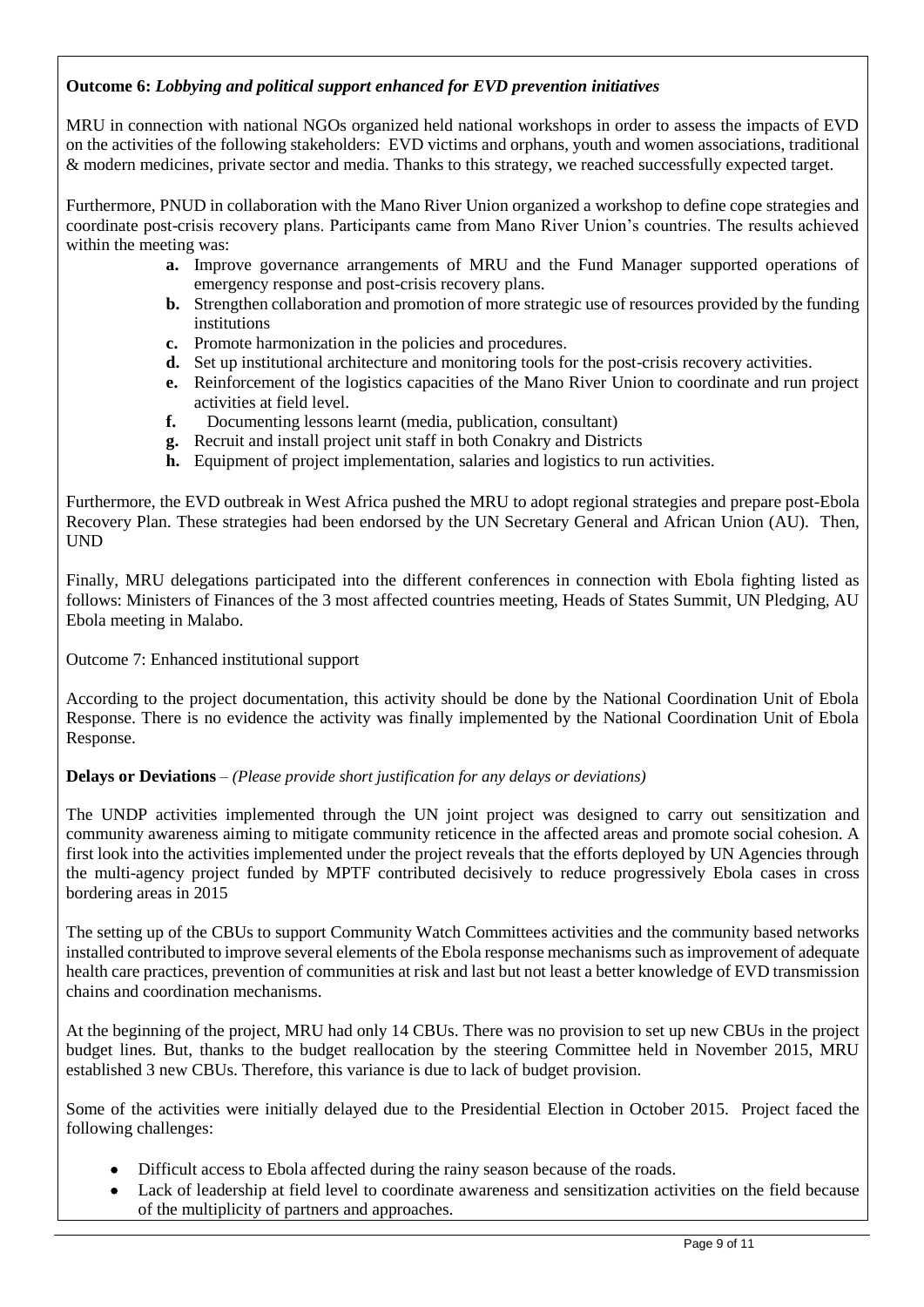**Outcome 6:** ***Lobbying and political support enhanced for EVD prevention initiatives***

MRU in connection with national NGOs organized held national workshops in order to assess the impacts of EVD on the activities of the following stakeholders: EVD victims and orphans, youth and women associations, traditional & modern medicines, private sector and media. Thanks to this strategy, we reached successfully expected target.

Furthermore, PNUD in collaboration with the Mano River Union organized a workshop to define cope strategies and coordinate post-crisis recovery plans. Participants came from Mano River Union's countries. The results achieved within the meeting was:

- **a.** Improve governance arrangements of MRU and the Fund Manager supported operations of emergency response and post-crisis recovery plans.
- **b.** Strengthen collaboration and promotion of more strategic use of resources provided by the funding institutions
- **c.** Promote harmonization in the policies and procedures.
- **d.** Set up institutional architecture and monitoring tools for the post-crisis recovery activities.
- **e.** Reinforcement of the logistics capacities of the Mano River Union to coordinate and run project activities at field level.
- **f.** Documenting lessons learnt (media, publication, consultant)
- **g.** Recruit and install project unit staff in both Conakry and Districts
- **h.** Equipment of project implementation, salaries and logistics to run activities.

Furthermore, the EVD outbreak in West Africa pushed the MRU to adopt regional strategies and prepare post-Ebola Recovery Plan. These strategies had been endorsed by the UN Secretary General and African Union (AU). Then, UND

Finally, MRU delegations participated into the different conferences in connection with Ebola fighting listed as follows: Ministers of Finances of the 3 most affected countries meeting, Heads of States Summit, UN Pledging, AU Ebola meeting in Malabo.

Outcome 7: Enhanced institutional support

According to the project documentation, this activity should be done by the National Coordination Unit of Ebola Response. There is no evidence the activity was finally implemented by the National Coordination Unit of Ebola Response.

**Delays or Deviations** – *(Please provide short justification for any delays or deviations)*

The UNDP activities implemented through the UN joint project was designed to carry out sensitization and community awareness aiming to mitigate community reticence in the affected areas and promote social cohesion. A first look into the activities implemented under the project reveals that the efforts deployed by UN Agencies through the multi-agency project funded by MPTF contributed decisively to reduce progressively Ebola cases in cross bordering areas in 2015

The setting up of the CBUs to support Community Watch Committees activities and the community based networks installed contributed to improve several elements of the Ebola response mechanisms such as improvement of adequate health care practices, prevention of communities at risk and last but not least a better knowledge of EVD transmission chains and coordination mechanisms.

At the beginning of the project, MRU had only 14 CBUs. There was no provision to set up new CBUs in the project budget lines. But, thanks to the budget reallocation by the steering Committee held in November 2015, MRU established 3 new CBUs. Therefore, this variance is due to lack of budget provision.

Some of the activities were initially delayed due to the Presidential Election in October 2015. Project faced the following challenges:

- Difficult access to Ebola affected during the rainy season because of the roads.
- Lack of leadership at field level to coordinate awareness and sensitization activities on the field because of the multiplicity of partners and approaches.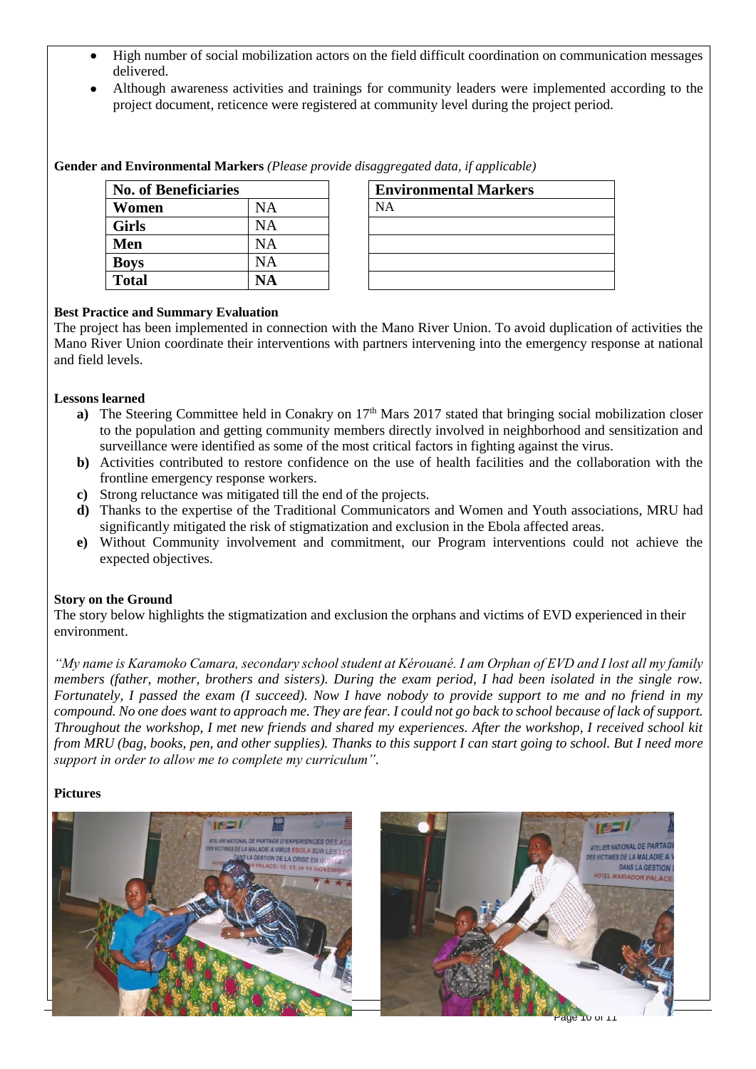- High number of social mobilization actors on the field difficult coordination on communication messages delivered.
- Although awareness activities and trainings for community leaders were implemented according to the project document, reticence were registered at community level during the project period.

**Gender and Environmental Markers** *(Please provide disaggregated data, if applicable)*

| No. of Beneficiaries | |
|---|---|
| **Women** | NA |
| **Girls** | NA |
| **Men** | NA |
| **Boys** | NA |
| **Total** | **NA** |

| Environmental Markers |
|---|
| NA |
| |
| |
| |
| |

**Best Practice and Summary Evaluation**

The project has been implemented in connection with the Mano River Union. To avoid duplication of activities the Mano River Union coordinate their interventions with partners intervening into the emergency response at national and field levels.

**Lessons learned**

- **a)** The Steering Committee held in Conakry on 17th Mars 2017 stated that bringing social mobilization closer to the population and getting community members directly involved in neighborhood and sensitization and surveillance were identified as some of the most critical factors in fighting against the virus.
- **b)** Activities contributed to restore confidence on the use of health facilities and the collaboration with the frontline emergency response workers.
- **c)** Strong reluctance was mitigated till the end of the projects.
- **d)** Thanks to the expertise of the Traditional Communicators and Women and Youth associations, MRU had significantly mitigated the risk of stigmatization and exclusion in the Ebola affected areas.
- **e)** Without Community involvement and commitment, our Program interventions could not achieve the expected objectives.

**Story on the Ground**

The story below highlights the stigmatization and exclusion the orphans and victims of EVD experienced in their environment.

*"My name is Karamoko Camara, secondary school student at Kérouané. I am Orphan of EVD and I lost all my family members (father, mother, brothers and sisters). During the exam period, I had been isolated in the single row. Fortunately, I passed the exam (I succeed). Now I have nobody to provide support to me and no friend in my compound. No one does want to approach me. They are fear. I could not go back to school because of lack of support. Throughout the workshop, I met new friends and shared my experiences. After the workshop, I received school kit from MRU (bag, books, pen, and other supplies). Thanks to this support I can start going to school. But I need more support in order to allow me to complete my curriculum".*

**Pictures**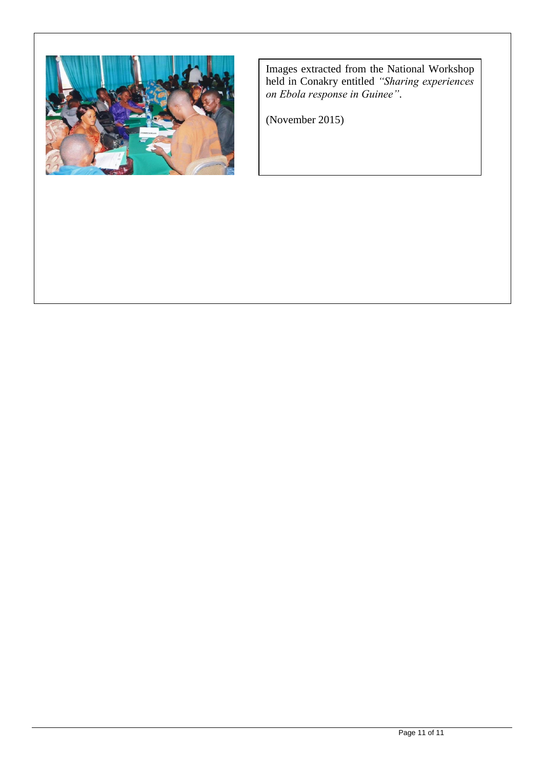Images extracted from the National Workshop held in Conakry entitled *"Sharing experiences on Ebola response in Guinee"*.

(November 2015)